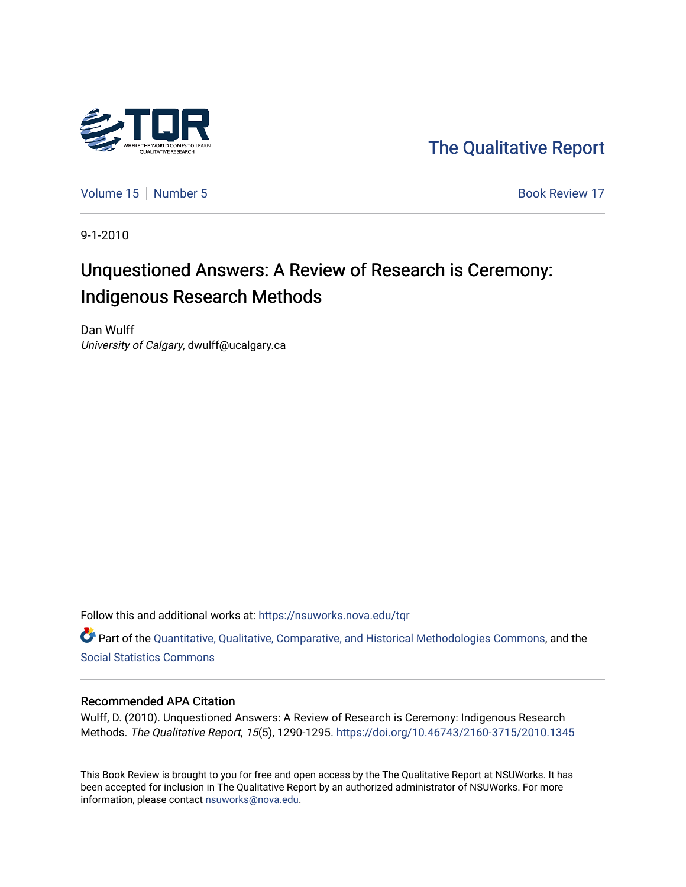The Qualitative Report

Volume 15 | Number 5 | Book Review 17

9-1-2010

# Unquestioned Answers: A Review of Research is Ceremony: Indigenous Research Methods

Dan Wulff
*University of Calgary*, dwulff@ucalgary.ca

Follow this and additional works at: https://nsuworks.nova.edu/tqr

Part of the Quantitative, Qualitative, Comparative, and Historical Methodologies Commons, and the Social Statistics Commons

## Recommended APA Citation

Wulff, D. (2010). Unquestioned Answers: A Review of Research is Ceremony: Indigenous Research Methods. *The Qualitative Report*, *15*(5), 1290-1295. https://doi.org/10.46743/2160-3715/2010.1345

This Book Review is brought to you for free and open access by the The Qualitative Report at NSUWorks. It has been accepted for inclusion in The Qualitative Report by an authorized administrator of NSUWorks. For more information, please contact nsuworks@nova.edu.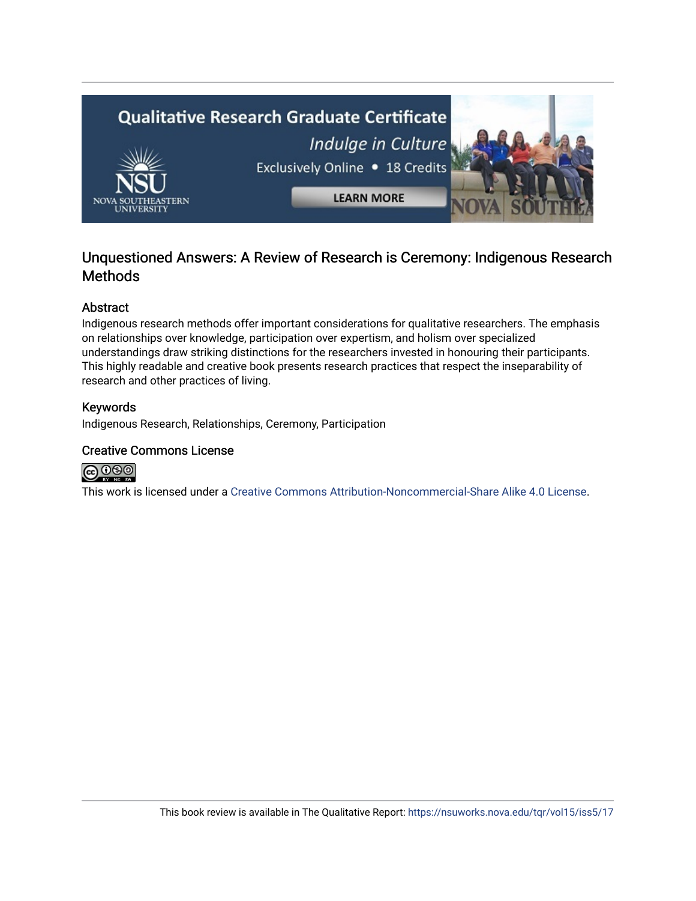## Unquestioned Answers: A Review of Research is Ceremony: Indigenous Research Methods

### Abstract

Indigenous research methods offer important considerations for qualitative researchers. The emphasis on relationships over knowledge, participation over expertism, and holism over specialized understandings draw striking distinctions for the researchers invested in honouring their participants. This highly readable and creative book presents research practices that respect the inseparability of research and other practices of living.

### Keywords

Indigenous Research, Relationships, Ceremony, Participation

### Creative Commons License

This work is licensed under a Creative Commons Attribution-Noncommercial-Share Alike 4.0 License.

This book review is available in The Qualitative Report: https://nsuworks.nova.edu/tqr/vol15/iss5/17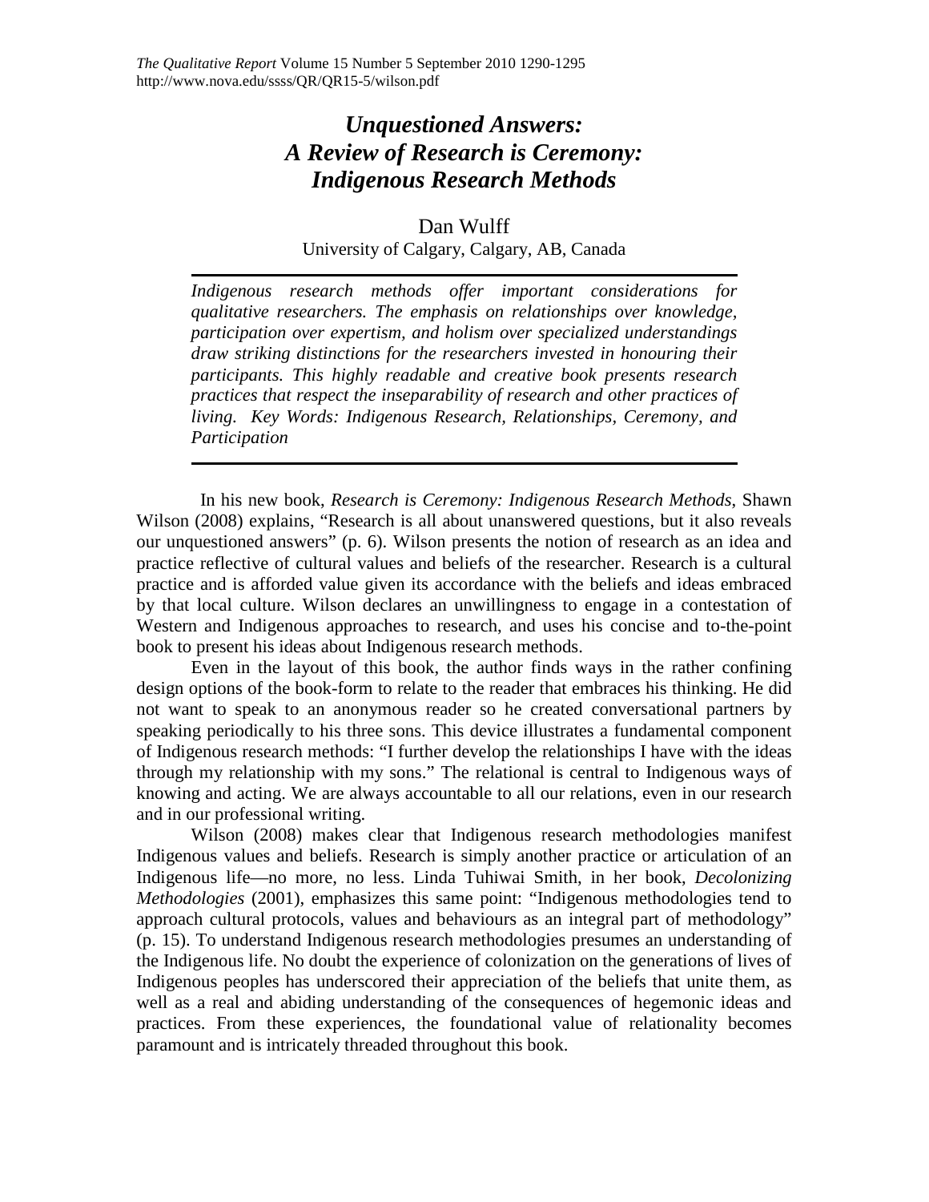# *Unquestioned Answers: A Review of Research is Ceremony: Indigenous Research Methods*

Dan Wulff

University of Calgary, Calgary, AB, Canada

*Indigenous research methods offer important considerations for qualitative researchers. The emphasis on relationships over knowledge, participation over expertism, and holism over specialized understandings draw striking distinctions for the researchers invested in honouring their participants. This highly readable and creative book presents research practices that respect the inseparability of research and other practices of living. Key Words: Indigenous Research, Relationships, Ceremony, and Participation*

---

In his new book, *Research is Ceremony: Indigenous Research Methods*, Shawn Wilson (2008) explains, "Research is all about unanswered questions, but it also reveals our unquestioned answers" (p. 6). Wilson presents the notion of research as an idea and practice reflective of cultural values and beliefs of the researcher. Research is a cultural practice and is afforded value given its accordance with the beliefs and ideas embraced by that local culture. Wilson declares an unwillingness to engage in a contestation of Western and Indigenous approaches to research, and uses his concise and to-the-point book to present his ideas about Indigenous research methods.

Even in the layout of this book, the author finds ways in the rather confining design options of the book-form to relate to the reader that embraces his thinking. He did not want to speak to an anonymous reader so he created conversational partners by speaking periodically to his three sons. This device illustrates a fundamental component of Indigenous research methods: "I further develop the relationships I have with the ideas through my relationship with my sons." The relational is central to Indigenous ways of knowing and acting. We are always accountable to all our relations, even in our research and in our professional writing.

Wilson (2008) makes clear that Indigenous research methodologies manifest Indigenous values and beliefs. Research is simply another practice or articulation of an Indigenous life—no more, no less. Linda Tuhiwai Smith, in her book, *Decolonizing Methodologies* (2001), emphasizes this same point: "Indigenous methodologies tend to approach cultural protocols, values and behaviours as an integral part of methodology" (p. 15). To understand Indigenous research methodologies presumes an understanding of the Indigenous life. No doubt the experience of colonization on the generations of lives of Indigenous peoples has underscored their appreciation of the beliefs that unite them, as well as a real and abiding understanding of the consequences of hegemonic ideas and practices. From these experiences, the foundational value of relationality becomes paramount and is intricately threaded throughout this book.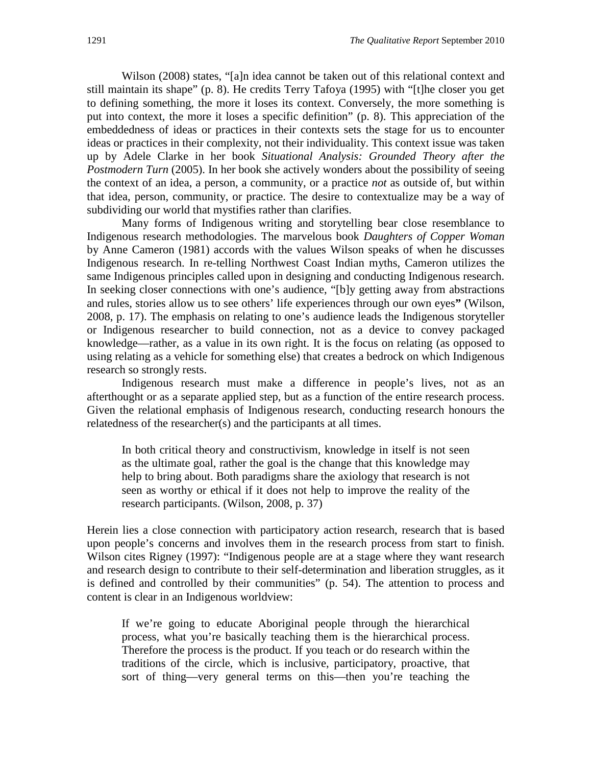Wilson (2008) states, "[a]n idea cannot be taken out of this relational context and still maintain its shape" (p. 8). He credits Terry Tafoya (1995) with "[t]he closer you get to defining something, the more it loses its context. Conversely, the more something is put into context, the more it loses a specific definition" (p. 8). This appreciation of the embeddedness of ideas or practices in their contexts sets the stage for us to encounter ideas or practices in their complexity, not their individuality. This context issue was taken up by Adele Clarke in her book *Situational Analysis: Grounded Theory after the Postmodern Turn* (2005). In her book she actively wonders about the possibility of seeing the context of an idea, a person, a community, or a practice *not* as outside of, but within that idea, person, community, or practice. The desire to contextualize may be a way of subdividing our world that mystifies rather than clarifies.

Many forms of Indigenous writing and storytelling bear close resemblance to Indigenous research methodologies. The marvelous book *Daughters of Copper Woman* by Anne Cameron (1981) accords with the values Wilson speaks of when he discusses Indigenous research. In re-telling Northwest Coast Indian myths, Cameron utilizes the same Indigenous principles called upon in designing and conducting Indigenous research. In seeking closer connections with one's audience, "[b]y getting away from abstractions and rules, stories allow us to see others' life experiences through our own eyes**"** (Wilson, 2008, p. 17). The emphasis on relating to one's audience leads the Indigenous storyteller or Indigenous researcher to build connection, not as a device to convey packaged knowledge—rather, as a value in its own right. It is the focus on relating (as opposed to using relating as a vehicle for something else) that creates a bedrock on which Indigenous research so strongly rests.

Indigenous research must make a difference in people's lives, not as an afterthought or as a separate applied step, but as a function of the entire research process. Given the relational emphasis of Indigenous research, conducting research honours the relatedness of the researcher(s) and the participants at all times.

> In both critical theory and constructivism, knowledge in itself is not seen as the ultimate goal, rather the goal is the change that this knowledge may help to bring about. Both paradigms share the axiology that research is not seen as worthy or ethical if it does not help to improve the reality of the research participants. (Wilson, 2008, p. 37)

Herein lies a close connection with participatory action research, research that is based upon people's concerns and involves them in the research process from start to finish. Wilson cites Rigney (1997): "Indigenous people are at a stage where they want research and research design to contribute to their self-determination and liberation struggles, as it is defined and controlled by their communities" (p. 54). The attention to process and content is clear in an Indigenous worldview:

> If we're going to educate Aboriginal people through the hierarchical process, what you're basically teaching them is the hierarchical process. Therefore the process is the product. If you teach or do research within the traditions of the circle, which is inclusive, participatory, proactive, that sort of thing—very general terms on this—then you're teaching the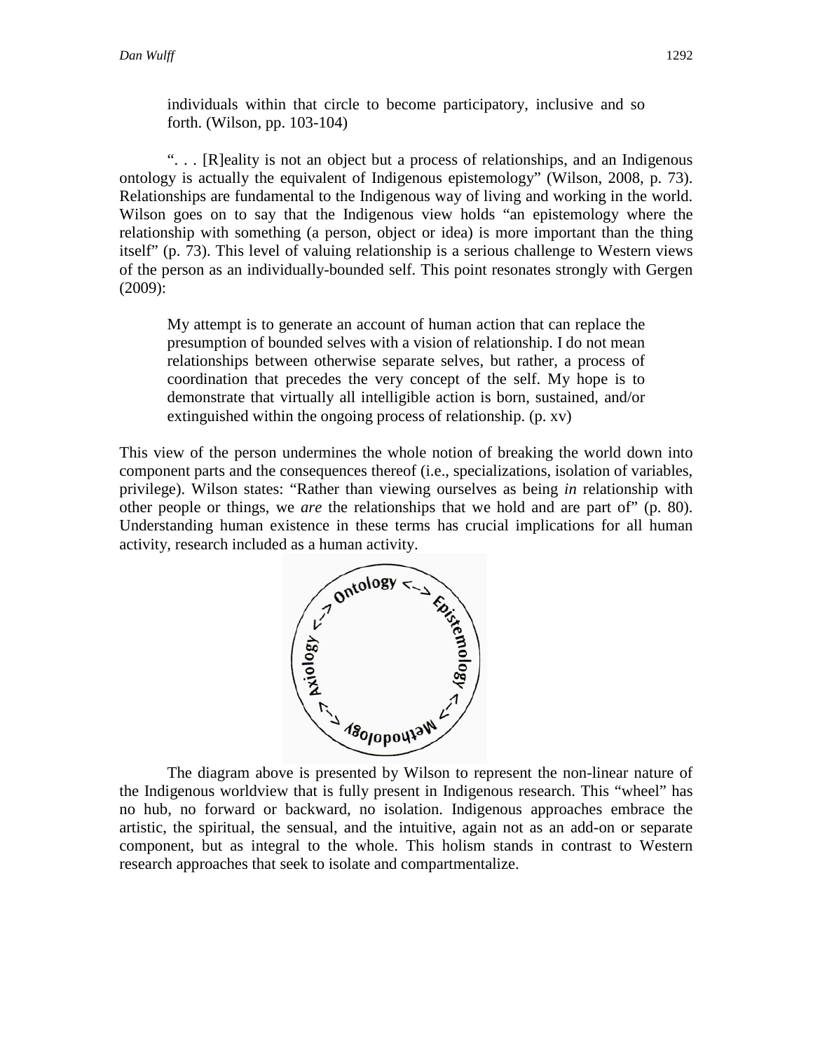> individuals within that circle to become participatory, inclusive and so forth. (Wilson, pp. 103-104)

". . . [R]eality is not an object but a process of relationships, and an Indigenous ontology is actually the equivalent of Indigenous epistemology" (Wilson, 2008, p. 73). Relationships are fundamental to the Indigenous way of living and working in the world. Wilson goes on to say that the Indigenous view holds "an epistemology where the relationship with something (a person, object or idea) is more important than the thing itself" (p. 73). This level of valuing relationship is a serious challenge to Western views of the person as an individually-bounded self. This point resonates strongly with Gergen (2009):

> My attempt is to generate an account of human action that can replace the presumption of bounded selves with a vision of relationship. I do not mean relationships between otherwise separate selves, but rather, a process of coordination that precedes the very concept of the self. My hope is to demonstrate that virtually all intelligible action is born, sustained, and/or extinguished within the ongoing process of relationship. (p. xv)

This view of the person undermines the whole notion of breaking the world down into component parts and the consequences thereof (i.e., specializations, isolation of variables, privilege). Wilson states: "Rather than viewing ourselves as being *in* relationship with other people or things, we *are* the relationships that we hold and are part of" (p. 80). Understanding human existence in these terms has crucial implications for all human activity, research included as a human activity.

Ontology <–> Epistemology <–> Methodology <–> Axiology <–>

The diagram above is presented by Wilson to represent the non-linear nature of the Indigenous worldview that is fully present in Indigenous research. This "wheel" has no hub, no forward or backward, no isolation. Indigenous approaches embrace the artistic, the spiritual, the sensual, and the intuitive, again not as an add-on or separate component, but as integral to the whole. This holism stands in contrast to Western research approaches that seek to isolate and compartmentalize.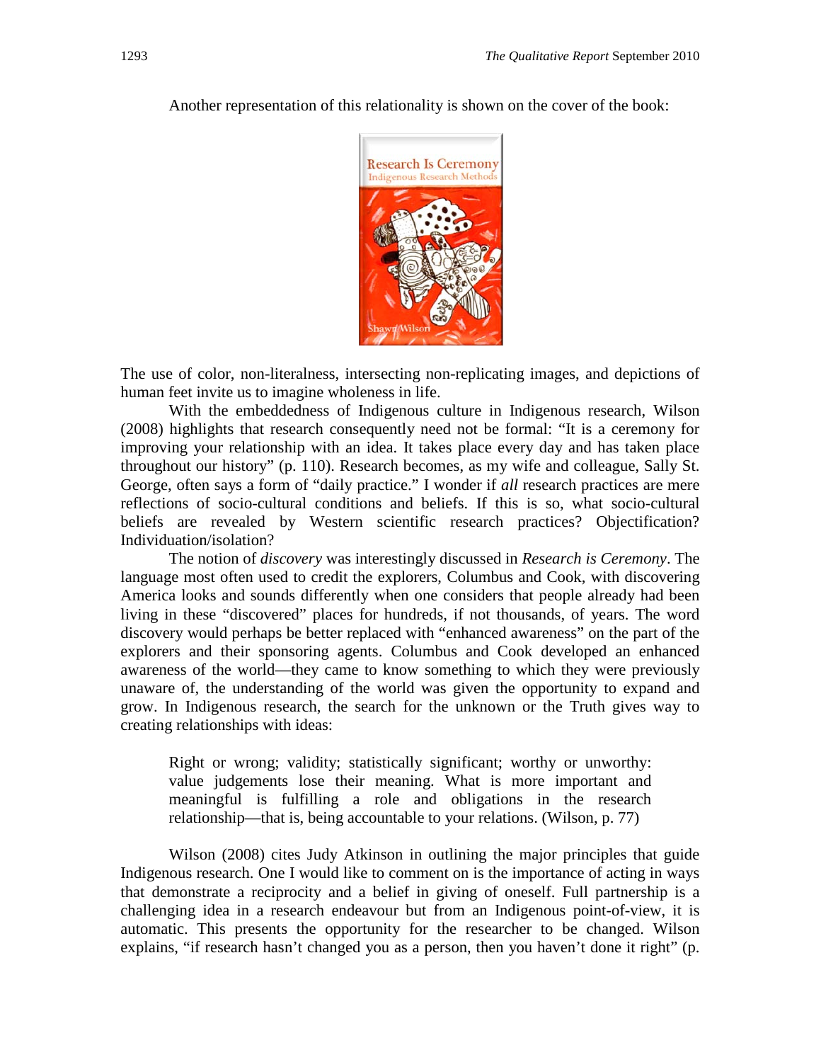Another representation of this relationality is shown on the cover of the book:

The use of color, non-literalness, intersecting non-replicating images, and depictions of human feet invite us to imagine wholeness in life.

With the embeddedness of Indigenous culture in Indigenous research, Wilson (2008) highlights that research consequently need not be formal: "It is a ceremony for improving your relationship with an idea. It takes place every day and has taken place throughout our history" (p. 110). Research becomes, as my wife and colleague, Sally St. George, often says a form of "daily practice." I wonder if *all* research practices are mere reflections of socio-cultural conditions and beliefs. If this is so, what socio-cultural beliefs are revealed by Western scientific research practices? Objectification? Individuation/isolation?

The notion of *discovery* was interestingly discussed in *Research is Ceremony*. The language most often used to credit the explorers, Columbus and Cook, with discovering America looks and sounds differently when one considers that people already had been living in these "discovered" places for hundreds, if not thousands, of years. The word discovery would perhaps be better replaced with "enhanced awareness" on the part of the explorers and their sponsoring agents. Columbus and Cook developed an enhanced awareness of the world—they came to know something to which they were previously unaware of, the understanding of the world was given the opportunity to expand and grow. In Indigenous research, the search for the unknown or the Truth gives way to creating relationships with ideas:

> Right or wrong; validity; statistically significant; worthy or unworthy: value judgements lose their meaning. What is more important and meaningful is fulfilling a role and obligations in the research relationship—that is, being accountable to your relations. (Wilson, p. 77)

Wilson (2008) cites Judy Atkinson in outlining the major principles that guide Indigenous research. One I would like to comment on is the importance of acting in ways that demonstrate a reciprocity and a belief in giving of oneself. Full partnership is a challenging idea in a research endeavour but from an Indigenous point-of-view, it is automatic. This presents the opportunity for the researcher to be changed. Wilson explains, "if research hasn't changed you as a person, then you haven't done it right" (p.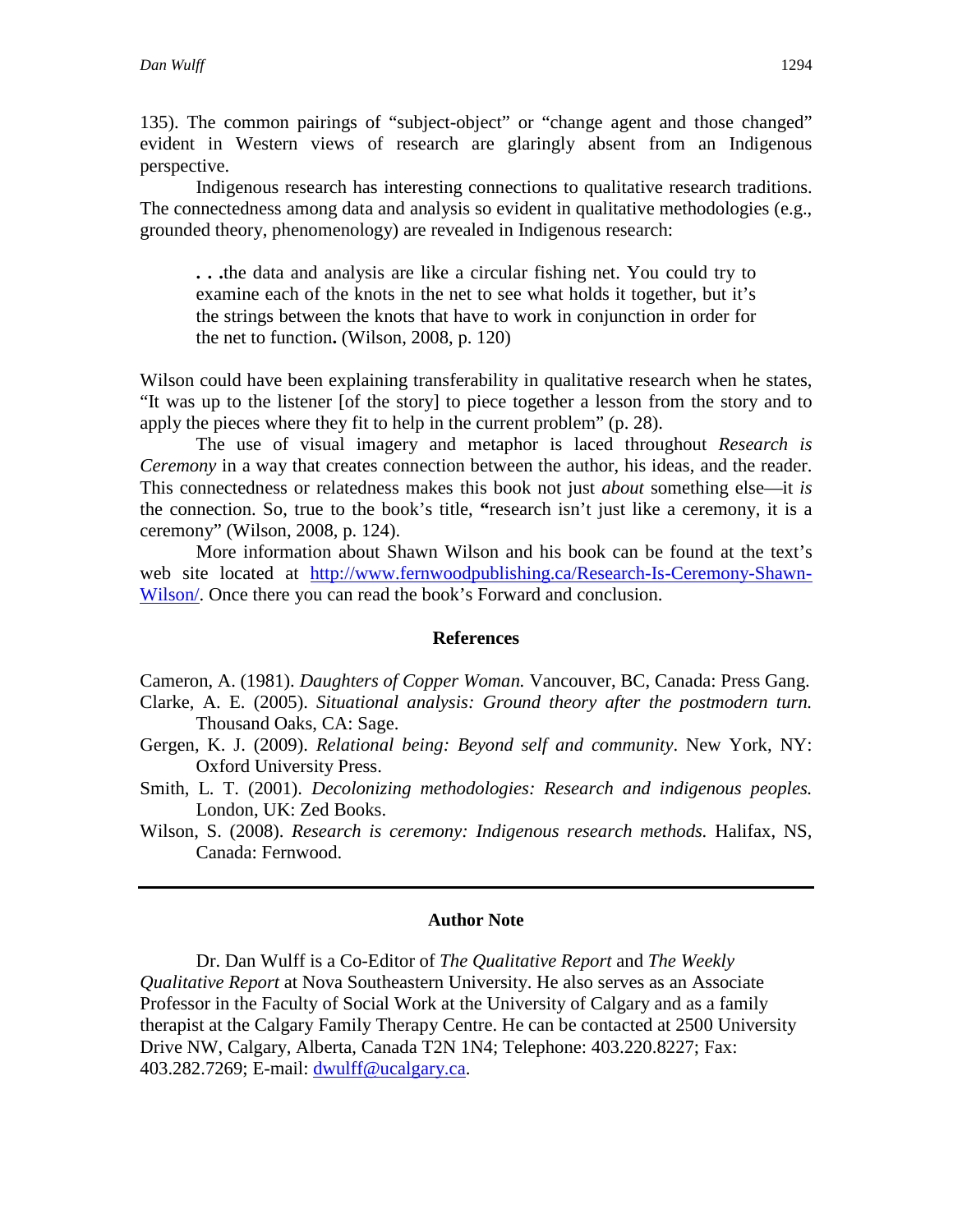135). The common pairings of "subject-object" or "change agent and those changed" evident in Western views of research are glaringly absent from an Indigenous perspective.

Indigenous research has interesting connections to qualitative research traditions. The connectedness among data and analysis so evident in qualitative methodologies (e.g., grounded theory, phenomenology) are revealed in Indigenous research:

> **. . .**the data and analysis are like a circular fishing net. You could try to examine each of the knots in the net to see what holds it together, but it's the strings between the knots that have to work in conjunction in order for the net to function**.** (Wilson, 2008, p. 120)

Wilson could have been explaining transferability in qualitative research when he states, "It was up to the listener [of the story] to piece together a lesson from the story and to apply the pieces where they fit to help in the current problem" (p. 28).

The use of visual imagery and metaphor is laced throughout *Research is Ceremony* in a way that creates connection between the author, his ideas, and the reader. This connectedness or relatedness makes this book not just *about* something else—it *is* the connection. So, true to the book's title, **"**research isn't just like a ceremony, it is a ceremony" (Wilson, 2008, p. 124).

More information about Shawn Wilson and his book can be found at the text's web site located at [http://www.fernwoodpublishing.ca/Research-Is-Ceremony-Shawn-Wilson/](http://www.fernwoodpublishing.ca/Research-Is-Ceremony-Shawn-Wilson/). Once there you can read the book's Forward and conclusion.

## References

Cameron, A. (1981). *Daughters of Copper Woman.* Vancouver, BC, Canada: Press Gang.

Clarke, A. E. (2005). *Situational analysis: Ground theory after the postmodern turn.* Thousand Oaks, CA: Sage.

Gergen, K. J. (2009). *Relational being: Beyond self and community*. New York, NY: Oxford University Press.

Smith, L. T. (2001). *Decolonizing methodologies: Research and indigenous peoples.* London, UK: Zed Books.

Wilson, S. (2008). *Research is ceremony: Indigenous research methods.* Halifax, NS, Canada: Fernwood.

---

## Author Note

Dr. Dan Wulff is a Co-Editor of *The Qualitative Report* and *The Weekly Qualitative Report* at Nova Southeastern University. He also serves as an Associate Professor in the Faculty of Social Work at the University of Calgary and as a family therapist at the Calgary Family Therapy Centre. He can be contacted at 2500 University Drive NW, Calgary, Alberta, Canada T2N 1N4; Telephone: 403.220.8227; Fax: 403.282.7269; E-mail: [dwulff@ucalgary.ca](mailto:dwulff@ucalgary.ca).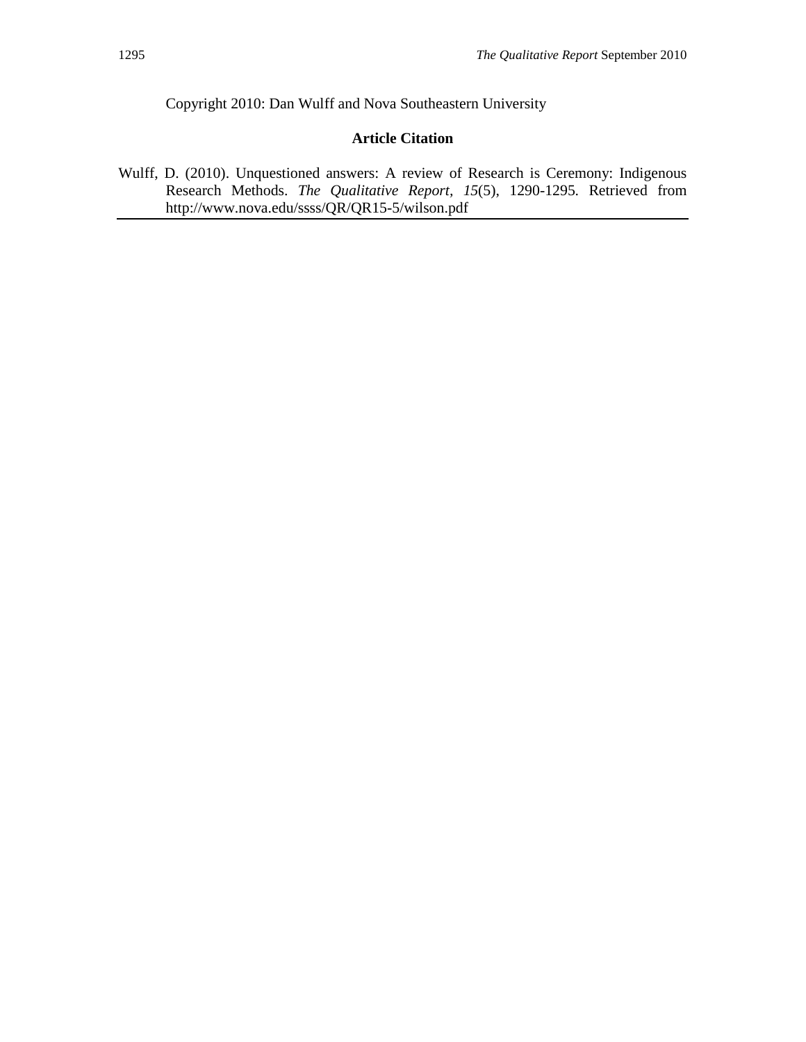Copyright 2010: Dan Wulff and Nova Southeastern University

**Article Citation**

Wulff, D. (2010). Unquestioned answers: A review of Research is Ceremony: Indigenous Research Methods. *The Qualitative Report, 15*(5), 1290-1295. Retrieved from http://www.nova.edu/ssss/QR/QR15-5/wilson.pdf